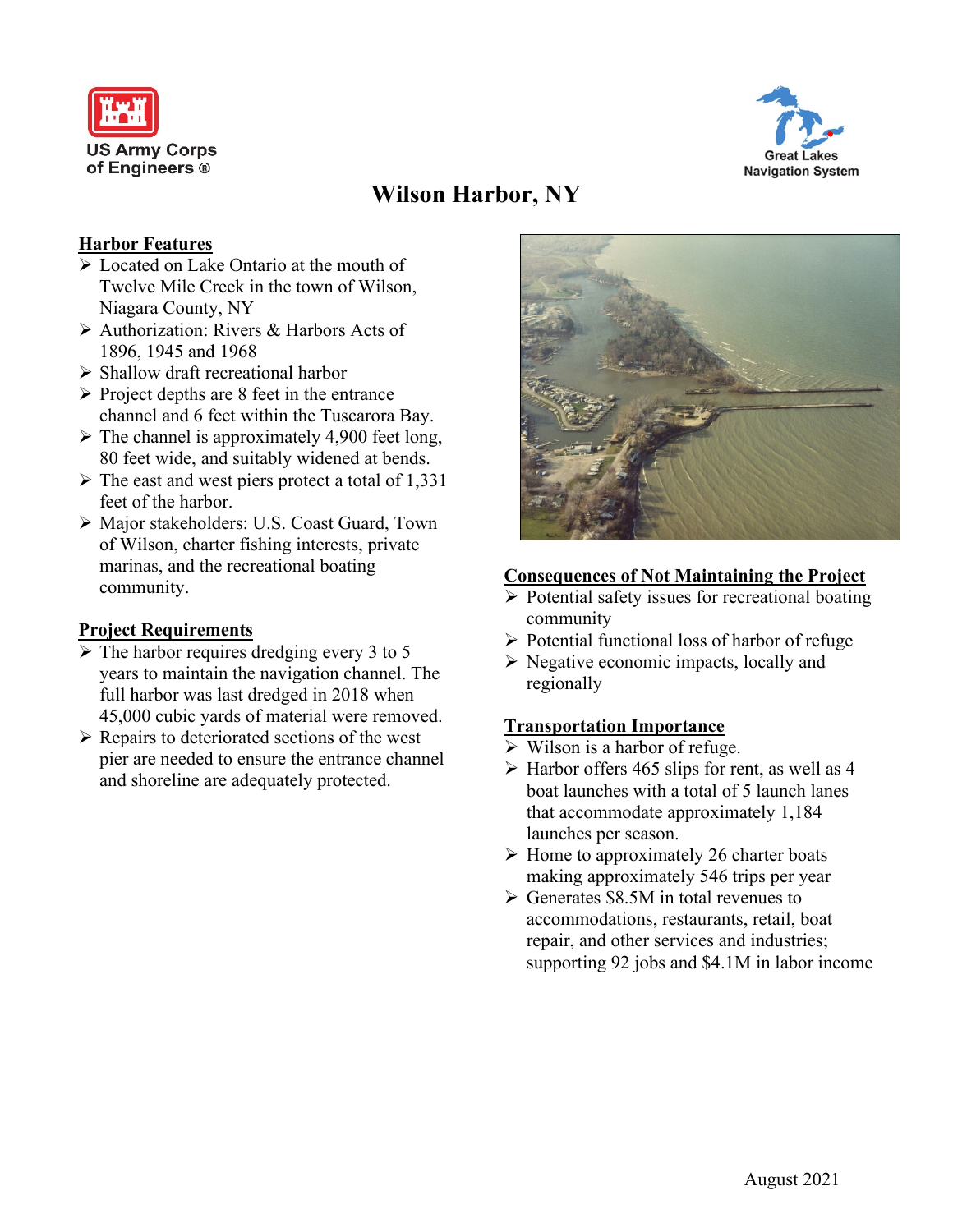US Army Corps of Engineers ®

Great Lakes Navigation System

# Wilson Harbor, NY

## Harbor Features

- Located on Lake Ontario at the mouth of Twelve Mile Creek in the town of Wilson, Niagara County, NY
- Authorization: Rivers & Harbors Acts of 1896, 1945 and 1968
- Shallow draft recreational harbor
- Project depths are 8 feet in the entrance channel and 6 feet within the Tuscarora Bay.
- The channel is approximately 4,900 feet long, 80 feet wide, and suitably widened at bends.
- The east and west piers protect a total of 1,331 feet of the harbor.
- Major stakeholders: U.S. Coast Guard, Town of Wilson, charter fishing interests, private marinas, and the recreational boating community.

## Project Requirements

- The harbor requires dredging every 3 to 5 years to maintain the navigation channel. The full harbor was last dredged in 2018 when 45,000 cubic yards of material were removed.
- Repairs to deteriorated sections of the west pier are needed to ensure the entrance channel and shoreline are adequately protected.

## Consequences of Not Maintaining the Project

- Potential safety issues for recreational boating community
- Potential functional loss of harbor of refuge
- Negative economic impacts, locally and regionally

## Transportation Importance

- Wilson is a harbor of refuge.
- Harbor offers 465 slips for rent, as well as 4 boat launches with a total of 5 launch lanes that accommodate approximately 1,184 launches per season.
- Home to approximately 26 charter boats making approximately 546 trips per year
- Generates $8.5M in total revenues to accommodations, restaurants, retail, boat repair, and other services and industries; supporting 92 jobs and $4.1M in labor income

August 2021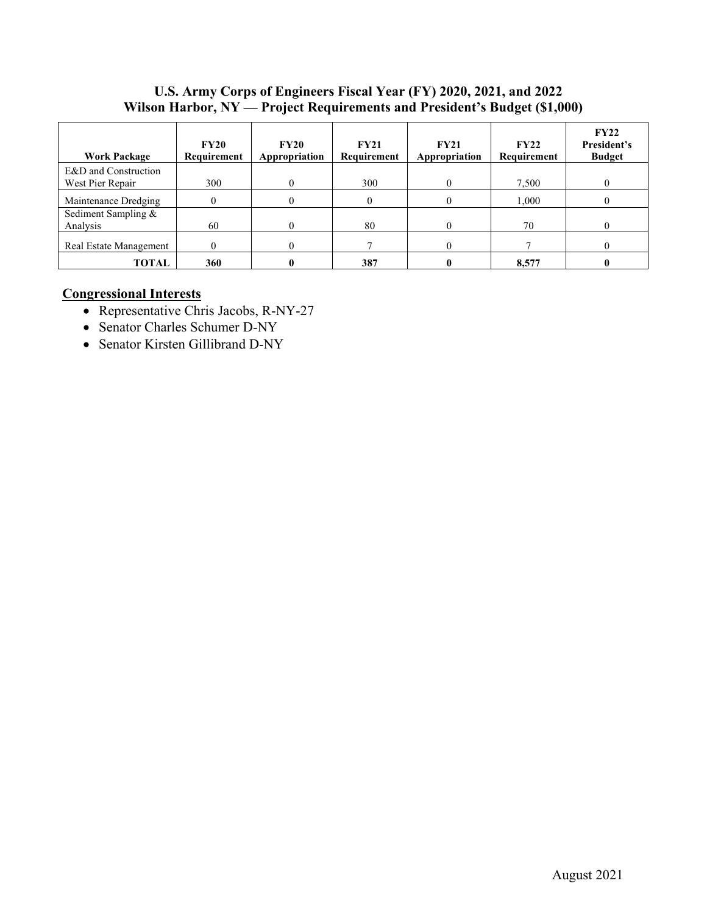**U.S. Army Corps of Engineers Fiscal Year (FY) 2020, 2021, and 2022**
**Wilson Harbor, NY — Project Requirements and President's Budget ($1,000)**

| Work Package | FY20 Requirement | FY20 Appropriation | FY21 Requirement | FY21 Appropriation | FY22 Requirement | FY22 President's Budget |
|---|---|---|---|---|---|---|
| E&D and Construction West Pier Repair | 300 | 0 | 300 | 0 | 7,500 | 0 |
| Maintenance Dredging | 0 | 0 | 0 | 0 | 1,000 | 0 |
| Sediment Sampling & Analysis | 60 | 0 | 80 | 0 | 70 | 0 |
| Real Estate Management | 0 | 0 | 7 | 0 | 7 | 0 |
| **TOTAL** | **360** | **0** | **387** | **0** | **8,577** | **0** |

## Congressional Interests

- Representative Chris Jacobs, R-NY-27
- Senator Charles Schumer D-NY
- Senator Kirsten Gillibrand D-NY

August 2021